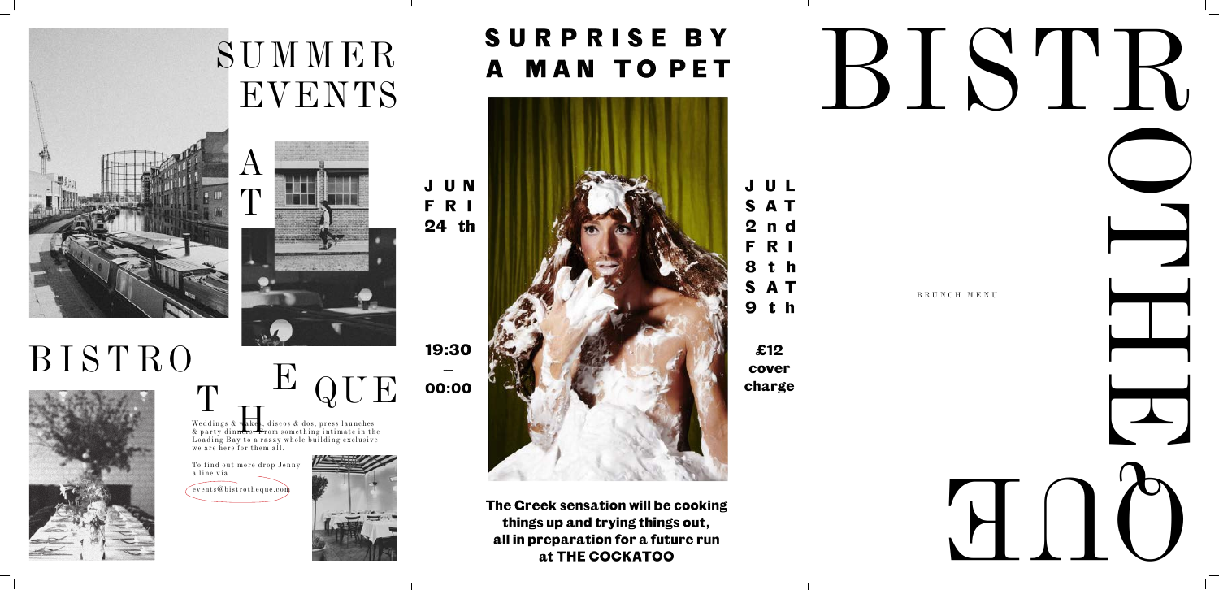# SUMMER EVENTS AT BISTROTHEQUE

Weddings & wakes, discos & dos, press launches & party dinners. From something intimate in the Loading Bay to a razzy whole building exclusive we are here for them all.

To find out more drop Jenny a line via

events@bistrotheque.com

# SURPRISE BY A MAN TO PET

JUN FRI 24 th

19:30 – 00:00

JUL SAT 2 nd
FRI 8 th
SAT 9 th

£12 cover charge

The Creek sensation will be cooking things up and trying things out, all in preparation for a future run at THE COCKATOO

# BISTROTHEQUE

BRUNCH MENU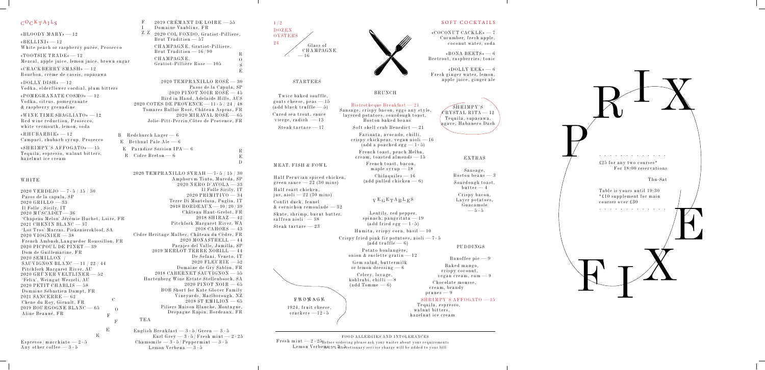## COCKTAILS

«BLOODY MARY» — 12

«BELLINI» — 12
White peach or raspberry purée, Prosecco

«TOOTSIE TRADE» — 12
Mezcal, apple juice, lemon juice, brown sugar

«CRACKBERRY SMASH» — 12
Bourbon, crème de cassis, supasawa

«DOLLY DISH» — 12
Vodka, elderflower cordial, plum bitters

«POMEGRANATE COSMO» — 12
Vodka, citrus, pomegranate & raspberry grenadine

«WINE TIME SBAGLIATO» — 12
Red wine reduction, Prosecco, white vermouth, lemon, soda

«RHUBARBIE» — 12
Campari, rhubarb syrup, Prosecco

«SHRIMPY'S AFFOGATO» — 15
Tequila, espresso, walnut bitters, hazelnut ice cream

## FIZZ

2019 CRÉMANT DE LOIRE — 55
Domaine Vaublins, FR

2020 COL FONDO, Gratiot-Pilliere, Brut Tradition — 57

CHAMPAGNE, Gratiot-Pilliere, Brut Tradition — 16 / 90

CHAMPAGNE, Gratiot-Pillière Rose — 105

## ROSÉ

2020 TEMPRANILLO ROSÉ — 30
Pasos de la Capula, SP

2020 PINOT NOIR ROSÉ — 45
Bird in Hand, Adelaide Hills, AUS

2020 COTES DE PROVENCE — 11 · 5 / 24 / 48
Tomares Ballus Rosé, Château Aspras, FR

2020 MIRAVAL ROSÉ — 65
Jolie-Pitt-Perrin, Côtes de Provence, FR

## BEER

Redchurch Lager — 6

Bethnal Pale Ale — 6

Paradise Session IPA — 6

Cidre Breton — 6

## WHITE

2020 VERDEJO — 7 · 5 / 15 / 30
Pasos de la capula, SP

2020 GRILLO — 33
Il Folle, Sicily, IT

2020 MUSCADET — 36
'Chapeau Melon' Jérémie Huchet, Loire, FR

2021 CHENIN BLANC — 37
'Los Tros' Marras, Piekenierskloof, SA

2020 VIOGNIER — 38
French Ambush, Languedoc Roussillon, FR

2020 PICPOUL DE PINET — 39
Dom de Guillemarine, FR

2020 SEMILLON / SAUVIGNON BLANC — 11 / 22 / 44
Pitchfork Margaret River, AU

2020 GRÜNER VELTLINER — 52
'Felix', Weingut Weszeli, AU

2020 PETIT CHABLIS — 58
Domaine Sébastien Dampt, FR

2021 SANCERRE — 62
Chene du Roy, Girault, FR

2019 BOURGOGNE BLANC — 65
Aline Beauné, FR

## RED

2020 TEMPRANILLO SYRAH — 7 · 5 / 15 / 30
Amphorvm Tinto, Mureda, SP

2020 NERO D'AVOLA — 33
Il Folle Sicily, IT

2020 PRIMITIVO — 34
Terre Di Montelusa, Puglia, IT

2018 BORDEAUX — 10 / 20 / 39
Château Haut-Grelot, FR

2018 SHIRAZ — 42
Pitchfork Margaret River, WA

2018 CAHORS — 43
Cèdre Heritage Malbec, Château du Cèdre, FR

2020 MONASTRELL — 44
Parajes del Valle, Jumilla, SP

2019 MERLOT TERRE NOBILI — 44
De Sefani, Veneto, IT

2020 FLEURIE — 52
Domaine de Gry Sablon, FR

2018 CABERNET SAUVIGNON — 55
Hartenberg Wine Estate Stellenbosch, SA

2020 PINOT NOIR — 65
BOB Short for Kate Glover Family Vineyards, Marlborough, NZ

2018 ST EMILION — 65
Piliers Maison Blanche, Montagne, Despagne Rapin, Bordeaux, FR

## COFFEE

Espresso / macchiato — 2 · 5
Any other coffee — 3 · 5

## TEA

English Breakfast — 3 · 5 / Green — 3 · 5
Earl Grey — 3 · 5 / Fresh mint — 2 · 25
Chamomile — 3 · 5 / Peppermint — 3 · 5
Lemon Verbena — 3 · 5

1/2 DOZEN OYSTERS
24

Glass of CHAMPAGNE — 16

## STARTERS

Twice baked souffle, goats cheese, peas — 15 (add black truffle — 5)

Cured sea trout, sauce vierge, radish — 13

Steak tartare — 17

## MEAT, FISH & FOWL

Half Peruvian spiced chicken, green sauce — 22 (30 mins)

Half roast chicken, jus, aioli — 22 (30 mins)

Confit duck, fennel & cornichon remoulade — 32

Skate, shrimp, burnt butter, saffron aioli — 38

Steak tartare — 23

## FROMAGE

1924, fruit cheese, crackers — 12 · 5

## BRUNCH

Bistrotheque Breakfast — 21
Sausage, crispy bacon, eggs any style, layered potatoes, sourdough toast, Boston baked beans

Soft shell crab Benedict — 21

Farinata, avocado, chilli, crispy chickpeas, vegan aioli — 16 (add a poached egg — 1 · 5)

French toast, peach Melba, cream, toasted almonds — 15

French toast, bacon, maple syrup — 18

Chilaquiles — 16 (add pulled chicken — 6)

## VEGETABLES

Lentils, red pepper, spinach, pangritata — 19 (add fried egg — 1 · 5)

Humita, crispy corn, basil — 10

Crispy fried pink fir potatoes, aioli — 7 · 5 (add truffle — 6)

Potato boulangère, onion & raclette gratin — 12

Gem salad, buttermilk or lemon dressing — 6

Celery, lovage, kohlrabi, chilli — 8 (add Tomme — 6)

## SOFT COCKTAILS

«COCONUT CACKLE» — 7
Cucumber, fresh apple, coconut water, soda

«BONA BEETS» — 6
Beetroot, raspberries, tonic

«DOLLY EEK» — 6
Fresh ginger water, lemon, apple juice, ginger ale

SHRIMPY'S CRYSTAL RITA — 12
Tequila, supasawa, agave, Habanero Dash

## EXTRAS

Sausage, Boston beans — 3
Sourdough toast, butter — 4
Crispy bacon, Layer potatoes, Guacamole — 5 · 5

## PUDDINGS

Banoffee pie — 9

Baked mango, crispy coconut, vegan cream, rum — 9

Chocolate mousse, cream, brandy prunes — 9

SHRIMPY'S AFFOGATO — 15
Tequila, espresso, walnut bitters, hazelnut ice cream

FOOD ALLERGIES AND INTOLERANCES
Before ordering please ask your waiter about your requirements
A 12.5% discretionary service charge will be added to your bill

## PRIX FIXE

£25 for any two courses*
For 18:00 reservations

Thu-Sat

Table is yours until 19:30
*£10 supplement for main courses over £30